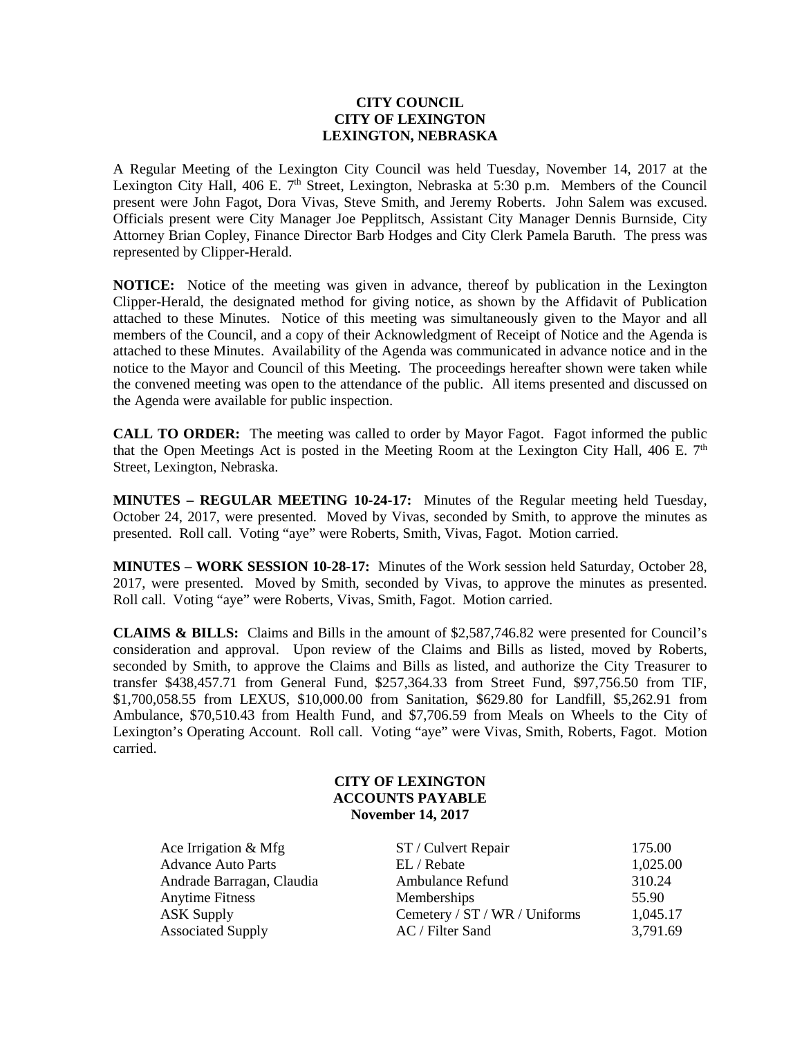**CITY COUNCIL**
**CITY OF LEXINGTON**
**LEXINGTON, NEBRASKA**

A Regular Meeting of the Lexington City Council was held Tuesday, November 14, 2017 at the Lexington City Hall, 406 E. 7th Street, Lexington, Nebraska at 5:30 p.m. Members of the Council present were John Fagot, Dora Vivas, Steve Smith, and Jeremy Roberts. John Salem was excused. Officials present were City Manager Joe Pepplitsch, Assistant City Manager Dennis Burnside, City Attorney Brian Copley, Finance Director Barb Hodges and City Clerk Pamela Baruth. The press was represented by Clipper-Herald.

**NOTICE:** Notice of the meeting was given in advance, thereof by publication in the Lexington Clipper-Herald, the designated method for giving notice, as shown by the Affidavit of Publication attached to these Minutes. Notice of this meeting was simultaneously given to the Mayor and all members of the Council, and a copy of their Acknowledgment of Receipt of Notice and the Agenda is attached to these Minutes. Availability of the Agenda was communicated in advance notice and in the notice to the Mayor and Council of this Meeting. The proceedings hereafter shown were taken while the convened meeting was open to the attendance of the public. All items presented and discussed on the Agenda were available for public inspection.

**CALL TO ORDER:** The meeting was called to order by Mayor Fagot. Fagot informed the public that the Open Meetings Act is posted in the Meeting Room at the Lexington City Hall, 406 E. 7th Street, Lexington, Nebraska.

**MINUTES – REGULAR MEETING 10-24-17:** Minutes of the Regular meeting held Tuesday, October 24, 2017, were presented. Moved by Vivas, seconded by Smith, to approve the minutes as presented. Roll call. Voting "aye" were Roberts, Smith, Vivas, Fagot. Motion carried.

**MINUTES – WORK SESSION 10-28-17:** Minutes of the Work session held Saturday, October 28, 2017, were presented. Moved by Smith, seconded by Vivas, to approve the minutes as presented. Roll call. Voting "aye" were Roberts, Vivas, Smith, Fagot. Motion carried.

**CLAIMS & BILLS:** Claims and Bills in the amount of $2,587,746.82 were presented for Council's consideration and approval. Upon review of the Claims and Bills as listed, moved by Roberts, seconded by Smith, to approve the Claims and Bills as listed, and authorize the City Treasurer to transfer $438,457.71 from General Fund, $257,364.33 from Street Fund, $97,756.50 from TIF, $1,700,058.55 from LEXUS, $10,000.00 from Sanitation, $629.80 for Landfill, $5,262.91 from Ambulance, $70,510.43 from Health Fund, and $7,706.59 from Meals on Wheels to the City of Lexington's Operating Account. Roll call. Voting "aye" were Vivas, Smith, Roberts, Fagot. Motion carried.

**CITY OF LEXINGTON**
**ACCOUNTS PAYABLE**
**November 14, 2017**

| | | |
|---|---|---|
| Ace Irrigation & Mfg | ST / Culvert Repair | 175.00 |
| Advance Auto Parts | EL / Rebate | 1,025.00 |
| Andrade Barragan, Claudia | Ambulance Refund | 310.24 |
| Anytime Fitness | Memberships | 55.90 |
| ASK Supply | Cemetery / ST / WR / Uniforms | 1,045.17 |
| Associated Supply | AC / Filter Sand | 3,791.69 |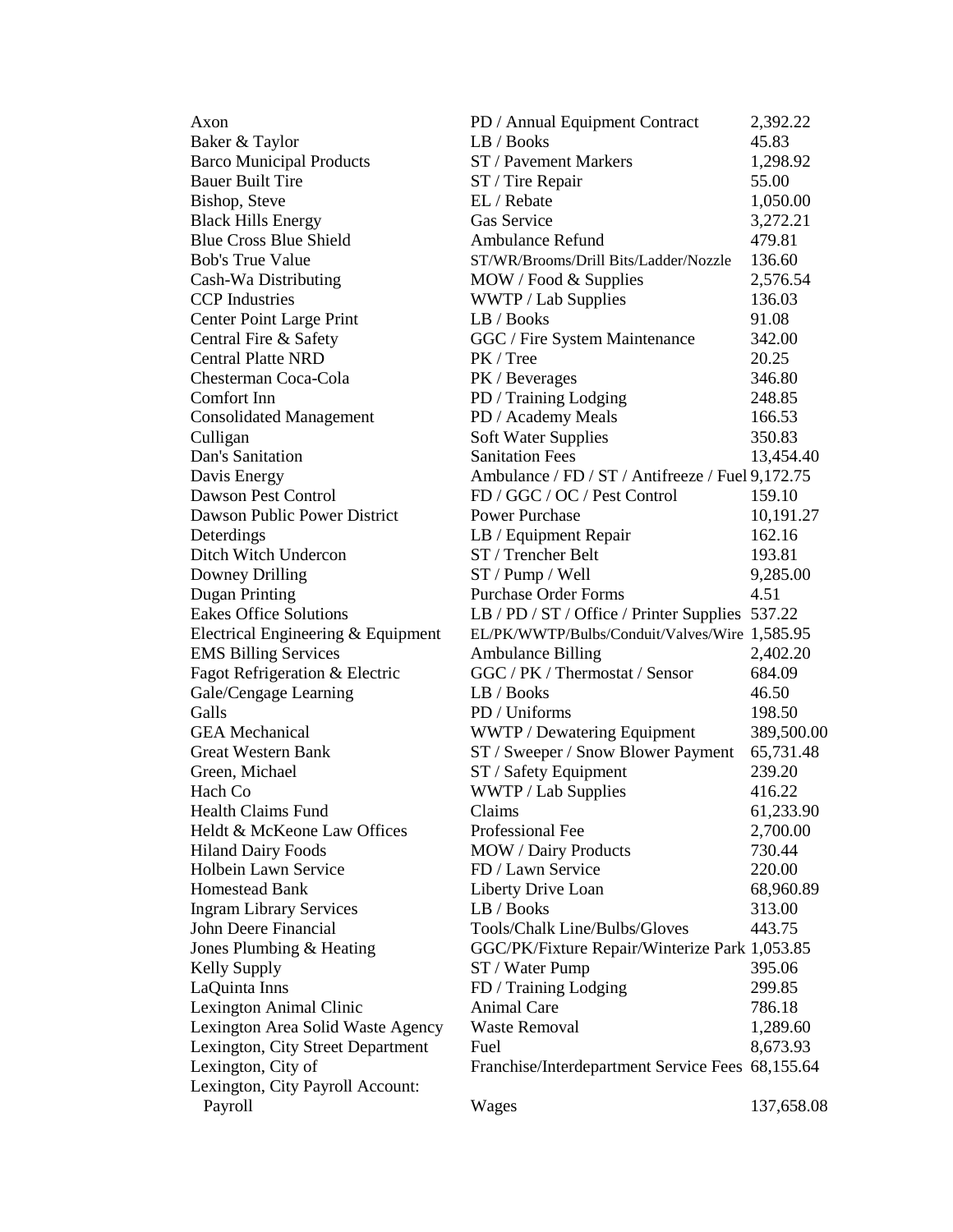| | | |
|---|---|---|
| Axon | PD / Annual Equipment Contract | 2,392.22 |
| Baker & Taylor | LB / Books | 45.83 |
| Barco Municipal Products | ST / Pavement Markers | 1,298.92 |
| Bauer Built Tire | ST / Tire Repair | 55.00 |
| Bishop, Steve | EL / Rebate | 1,050.00 |
| Black Hills Energy | Gas Service | 3,272.21 |
| Blue Cross Blue Shield | Ambulance Refund | 479.81 |
| Bob's True Value | ST/WR/Brooms/Drill Bits/Ladder/Nozzle | 136.60 |
| Cash-Wa Distributing | MOW / Food & Supplies | 2,576.54 |
| CCP Industries | WWTP / Lab Supplies | 136.03 |
| Center Point Large Print | LB / Books | 91.08 |
| Central Fire & Safety | GGC / Fire System Maintenance | 342.00 |
| Central Platte NRD | PK / Tree | 20.25 |
| Chesterman Coca-Cola | PK / Beverages | 346.80 |
| Comfort Inn | PD / Training Lodging | 248.85 |
| Consolidated Management | PD / Academy Meals | 166.53 |
| Culligan | Soft Water Supplies | 350.83 |
| Dan's Sanitation | Sanitation Fees | 13,454.40 |
| Davis Energy | Ambulance / FD / ST / Antifreeze / Fuel | 9,172.75 |
| Dawson Pest Control | FD / GGC / OC / Pest Control | 159.10 |
| Dawson Public Power District | Power Purchase | 10,191.27 |
| Deterdings | LB / Equipment Repair | 162.16 |
| Ditch Witch Undercon | ST / Trencher Belt | 193.81 |
| Downey Drilling | ST / Pump / Well | 9,285.00 |
| Dugan Printing | Purchase Order Forms | 4.51 |
| Eakes Office Solutions | LB / PD / ST / Office / Printer Supplies | 537.22 |
| Electrical Engineering & Equipment | EL/PK/WWTP/Bulbs/Conduit/Valves/Wire | 1,585.95 |
| EMS Billing Services | Ambulance Billing | 2,402.20 |
| Fagot Refrigeration & Electric | GGC / PK / Thermostat / Sensor | 684.09 |
| Gale/Cengage Learning | LB / Books | 46.50 |
| Galls | PD / Uniforms | 198.50 |
| GEA Mechanical | WWTP / Dewatering Equipment | 389,500.00 |
| Great Western Bank | ST / Sweeper / Snow Blower Payment | 65,731.48 |
| Green, Michael | ST / Safety Equipment | 239.20 |
| Hach Co | WWTP / Lab Supplies | 416.22 |
| Health Claims Fund | Claims | 61,233.90 |
| Heldt & McKeone Law Offices | Professional Fee | 2,700.00 |
| Hiland Dairy Foods | MOW / Dairy Products | 730.44 |
| Holbein Lawn Service | FD / Lawn Service | 220.00 |
| Homestead Bank | Liberty Drive Loan | 68,960.89 |
| Ingram Library Services | LB / Books | 313.00 |
| John Deere Financial | Tools/Chalk Line/Bulbs/Gloves | 443.75 |
| Jones Plumbing & Heating | GGC/PK/Fixture Repair/Winterize Park | 1,053.85 |
| Kelly Supply | ST / Water Pump | 395.06 |
| LaQuinta Inns | FD / Training Lodging | 299.85 |
| Lexington Animal Clinic | Animal Care | 786.18 |
| Lexington Area Solid Waste Agency | Waste Removal | 1,289.60 |
| Lexington, City Street Department | Fuel | 8,673.93 |
| Lexington, City of | Franchise/Interdepartment Service Fees | 68,155.64 |
| Lexington, City Payroll Account: Payroll | Wages | 137,658.08 |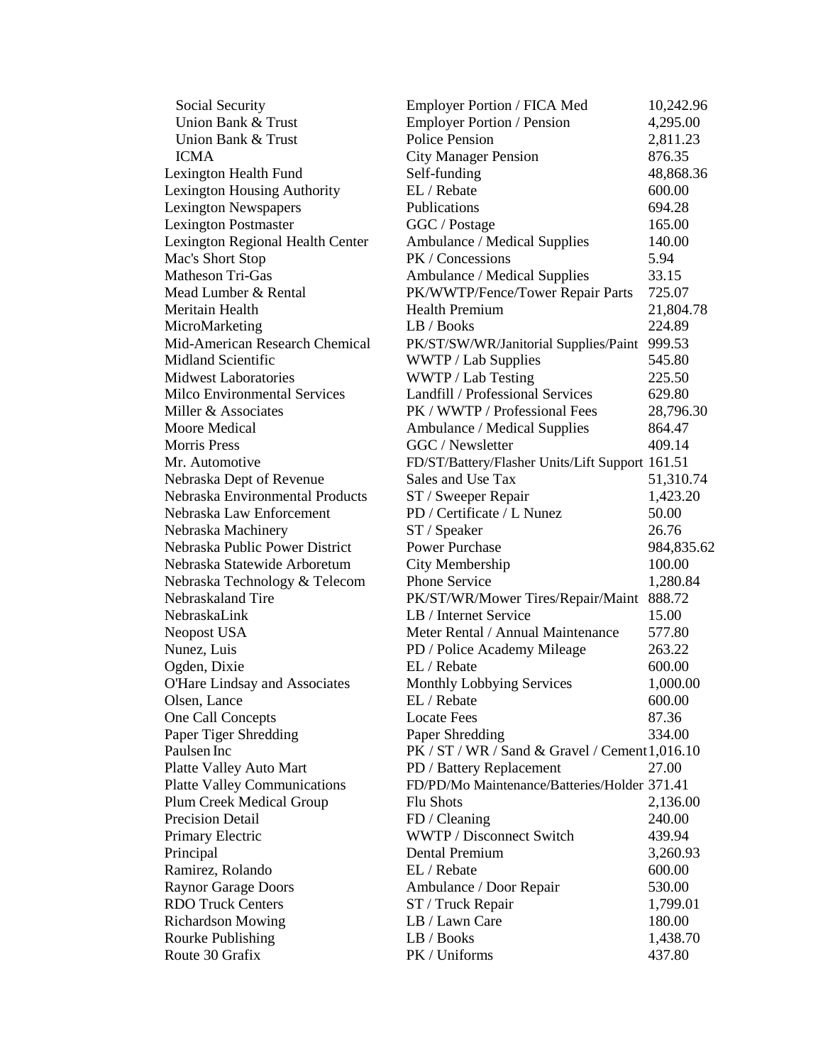| | | |
|---|---|---|
| Social Security | Employer Portion / FICA Med | 10,242.96 |
| Union Bank & Trust | Employer Portion / Pension | 4,295.00 |
| Union Bank & Trust | Police Pension | 2,811.23 |
| ICMA | City Manager Pension | 876.35 |
| Lexington Health Fund | Self-funding | 48,868.36 |
| Lexington Housing Authority | EL / Rebate | 600.00 |
| Lexington Newspapers | Publications | 694.28 |
| Lexington Postmaster | GGC / Postage | 165.00 |
| Lexington Regional Health Center | Ambulance / Medical Supplies | 140.00 |
| Mac's Short Stop | PK / Concessions | 5.94 |
| Matheson Tri-Gas | Ambulance / Medical Supplies | 33.15 |
| Mead Lumber & Rental | PK/WWTP/Fence/Tower Repair Parts | 725.07 |
| Meritain Health | Health Premium | 21,804.78 |
| MicroMarketing | LB / Books | 224.89 |
| Mid-American Research Chemical | PK/ST/SW/WR/Janitorial Supplies/Paint | 999.53 |
| Midland Scientific | WWTP / Lab Supplies | 545.80 |
| Midwest Laboratories | WWTP / Lab Testing | 225.50 |
| Milco Environmental Services | Landfill / Professional Services | 629.80 |
| Miller & Associates | PK / WWTP / Professional Fees | 28,796.30 |
| Moore Medical | Ambulance / Medical Supplies | 864.47 |
| Morris Press | GGC / Newsletter | 409.14 |
| Mr. Automotive | FD/ST/Battery/Flasher Units/Lift Support | 161.51 |
| Nebraska Dept of Revenue | Sales and Use Tax | 51,310.74 |
| Nebraska Environmental Products | ST / Sweeper Repair | 1,423.20 |
| Nebraska Law Enforcement | PD / Certificate / L Nunez | 50.00 |
| Nebraska Machinery | ST / Speaker | 26.76 |
| Nebraska Public Power District | Power Purchase | 984,835.62 |
| Nebraska Statewide Arboretum | City Membership | 100.00 |
| Nebraska Technology & Telecom | Phone Service | 1,280.84 |
| Nebraskaland Tire | PK/ST/WR/Mower Tires/Repair/Maint | 888.72 |
| NebraskaLink | LB / Internet Service | 15.00 |
| Neopost USA | Meter Rental / Annual Maintenance | 577.80 |
| Nunez, Luis | PD / Police Academy Mileage | 263.22 |
| Ogden, Dixie | EL / Rebate | 600.00 |
| O'Hare Lindsay and Associates | Monthly Lobbying Services | 1,000.00 |
| Olsen, Lance | EL / Rebate | 600.00 |
| One Call Concepts | Locate Fees | 87.36 |
| Paper Tiger Shredding | Paper Shredding | 334.00 |
| Paulsen Inc | PK / ST / WR / Sand & Gravel / Cement | 1,016.10 |
| Platte Valley Auto Mart | PD / Battery Replacement | 27.00 |
| Platte Valley Communications | FD/PD/Mo Maintenance/Batteries/Holder | 371.41 |
| Plum Creek Medical Group | Flu Shots | 2,136.00 |
| Precision Detail | FD / Cleaning | 240.00 |
| Primary Electric | WWTP / Disconnect Switch | 439.94 |
| Principal | Dental Premium | 3,260.93 |
| Ramirez, Rolando | EL / Rebate | 600.00 |
| Raynor Garage Doors | Ambulance / Door Repair | 530.00 |
| RDO Truck Centers | ST / Truck Repair | 1,799.01 |
| Richardson Mowing | LB / Lawn Care | 180.00 |
| Rourke Publishing | LB / Books | 1,438.70 |
| Route 30 Grafix | PK / Uniforms | 437.80 |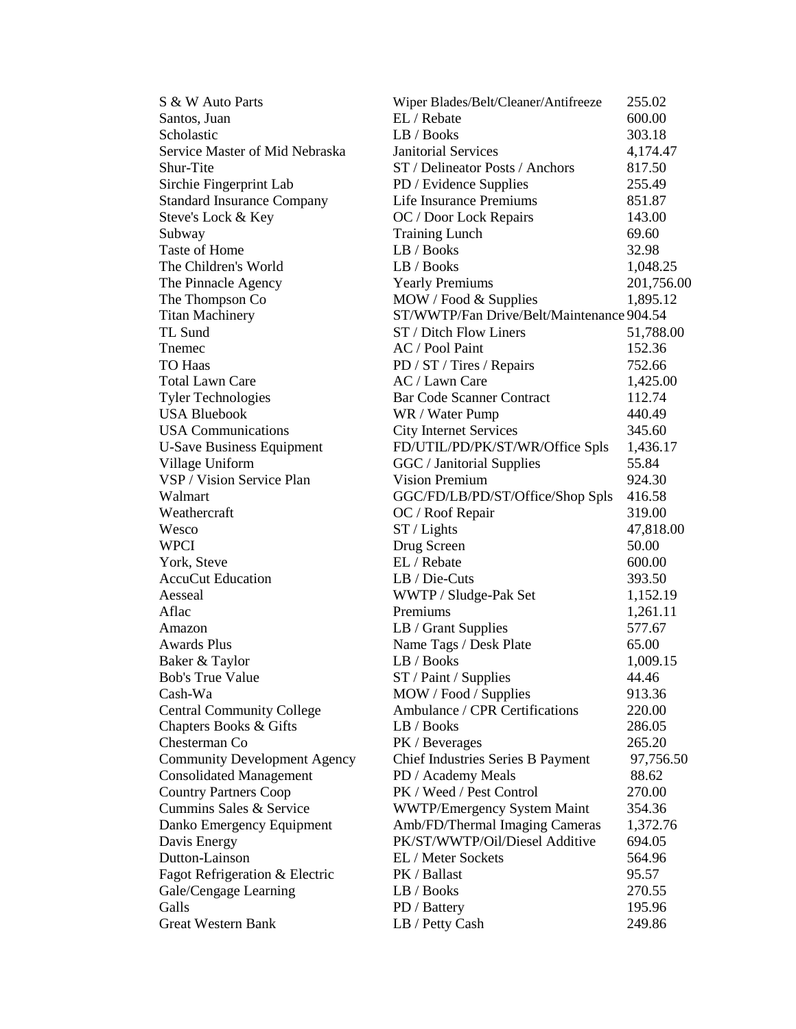| | | |
|---|---|---|
| S & W Auto Parts | Wiper Blades/Belt/Cleaner/Antifreeze | 255.02 |
| Santos, Juan | EL / Rebate | 600.00 |
| Scholastic | LB / Books | 303.18 |
| Service Master of Mid Nebraska | Janitorial Services | 4,174.47 |
| Shur-Tite | ST / Delineator Posts / Anchors | 817.50 |
| Sirchie Fingerprint Lab | PD / Evidence Supplies | 255.49 |
| Standard Insurance Company | Life Insurance Premiums | 851.87 |
| Steve's Lock & Key | OC / Door Lock Repairs | 143.00 |
| Subway | Training Lunch | 69.60 |
| Taste of Home | LB / Books | 32.98 |
| The Children's World | LB / Books | 1,048.25 |
| The Pinnacle Agency | Yearly Premiums | 201,756.00 |
| The Thompson Co | MOW / Food & Supplies | 1,895.12 |
| Titan Machinery | ST/WWTP/Fan Drive/Belt/Maintenance | 904.54 |
| TL Sund | ST / Ditch Flow Liners | 51,788.00 |
| Tnemec | AC / Pool Paint | 152.36 |
| TO Haas | PD / ST / Tires / Repairs | 752.66 |
| Total Lawn Care | AC / Lawn Care | 1,425.00 |
| Tyler Technologies | Bar Code Scanner Contract | 112.74 |
| USA Bluebook | WR / Water Pump | 440.49 |
| USA Communications | City Internet Services | 345.60 |
| U-Save Business Equipment | FD/UTIL/PD/PK/ST/WR/Office Spls | 1,436.17 |
| Village Uniform | GGC / Janitorial Supplies | 55.84 |
| VSP / Vision Service Plan | Vision Premium | 924.30 |
| Walmart | GGC/FD/LB/PD/ST/Office/Shop Spls | 416.58 |
| Weathercraft | OC / Roof Repair | 319.00 |
| Wesco | ST / Lights | 47,818.00 |
| WPCI | Drug Screen | 50.00 |
| York, Steve | EL / Rebate | 600.00 |
| AccuCut Education | LB / Die-Cuts | 393.50 |
| Aesseal | WWTP / Sludge-Pak Set | 1,152.19 |
| Aflac | Premiums | 1,261.11 |
| Amazon | LB / Grant Supplies | 577.67 |
| Awards Plus | Name Tags / Desk Plate | 65.00 |
| Baker & Taylor | LB / Books | 1,009.15 |
| Bob's True Value | ST / Paint / Supplies | 44.46 |
| Cash-Wa | MOW / Food / Supplies | 913.36 |
| Central Community College | Ambulance / CPR Certifications | 220.00 |
| Chapters Books & Gifts | LB / Books | 286.05 |
| Chesterman Co | PK / Beverages | 265.20 |
| Community Development Agency | Chief Industries Series B Payment | 97,756.50 |
| Consolidated Management | PD / Academy Meals | 88.62 |
| Country Partners Coop | PK / Weed / Pest Control | 270.00 |
| Cummins Sales & Service | WWTP/Emergency System Maint | 354.36 |
| Danko Emergency Equipment | Amb/FD/Thermal Imaging Cameras | 1,372.76 |
| Davis Energy | PK/ST/WWTP/Oil/Diesel Additive | 694.05 |
| Dutton-Lainson | EL / Meter Sockets | 564.96 |
| Fagot Refrigeration & Electric | PK / Ballast | 95.57 |
| Gale/Cengage Learning | LB / Books | 270.55 |
| Galls | PD / Battery | 195.96 |
| Great Western Bank | LB / Petty Cash | 249.86 |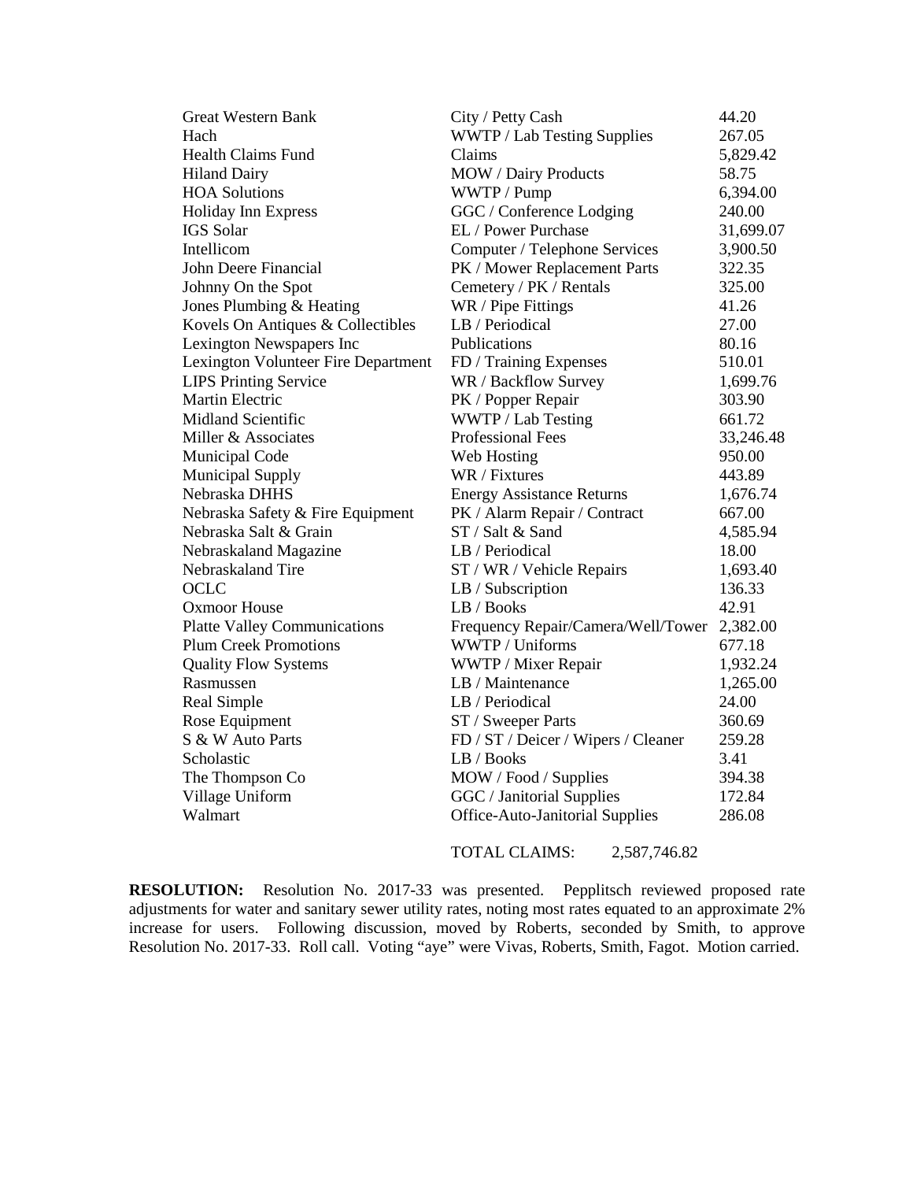| | | |
|---|---|---|
| Great Western Bank | City / Petty Cash | 44.20 |
| Hach | WWTP / Lab Testing Supplies | 267.05 |
| Health Claims Fund | Claims | 5,829.42 |
| Hiland Dairy | MOW / Dairy Products | 58.75 |
| HOA Solutions | WWTP / Pump | 6,394.00 |
| Holiday Inn Express | GGC / Conference Lodging | 240.00 |
| IGS Solar | EL / Power Purchase | 31,699.07 |
| Intellicom | Computer / Telephone Services | 3,900.50 |
| John Deere Financial | PK / Mower Replacement Parts | 322.35 |
| Johnny On the Spot | Cemetery / PK / Rentals | 325.00 |
| Jones Plumbing & Heating | WR / Pipe Fittings | 41.26 |
| Kovels On Antiques & Collectibles | LB / Periodical | 27.00 |
| Lexington Newspapers Inc | Publications | 80.16 |
| Lexington Volunteer Fire Department | FD / Training Expenses | 510.01 |
| LIPS Printing Service | WR / Backflow Survey | 1,699.76 |
| Martin Electric | PK / Popper Repair | 303.90 |
| Midland Scientific | WWTP / Lab Testing | 661.72 |
| Miller & Associates | Professional Fees | 33,246.48 |
| Municipal Code | Web Hosting | 950.00 |
| Municipal Supply | WR / Fixtures | 443.89 |
| Nebraska DHHS | Energy Assistance Returns | 1,676.74 |
| Nebraska Safety & Fire Equipment | PK / Alarm Repair / Contract | 667.00 |
| Nebraska Salt & Grain | ST / Salt & Sand | 4,585.94 |
| Nebraskaland Magazine | LB / Periodical | 18.00 |
| Nebraskaland Tire | ST / WR / Vehicle Repairs | 1,693.40 |
| OCLC | LB / Subscription | 136.33 |
| Oxmoor House | LB / Books | 42.91 |
| Platte Valley Communications | Frequency Repair/Camera/Well/Tower | 2,382.00 |
| Plum Creek Promotions | WWTP / Uniforms | 677.18 |
| Quality Flow Systems | WWTP / Mixer Repair | 1,932.24 |
| Rasmussen | LB / Maintenance | 1,265.00 |
| Real Simple | LB / Periodical | 24.00 |
| Rose Equipment | ST / Sweeper Parts | 360.69 |
| S & W Auto Parts | FD / ST / Deicer / Wipers / Cleaner | 259.28 |
| Scholastic | LB / Books | 3.41 |
| The Thompson Co | MOW / Food / Supplies | 394.38 |
| Village Uniform | GGC / Janitorial Supplies | 172.84 |
| Walmart | Office-Auto-Janitorial Supplies | 286.08 |

TOTAL CLAIMS: 2,587,746.82

**RESOLUTION:** Resolution No. 2017-33 was presented. Pepplitsch reviewed proposed rate adjustments for water and sanitary sewer utility rates, noting most rates equated to an approximate 2% increase for users. Following discussion, moved by Roberts, seconded by Smith, to approve Resolution No. 2017-33. Roll call. Voting "aye" were Vivas, Roberts, Smith, Fagot. Motion carried.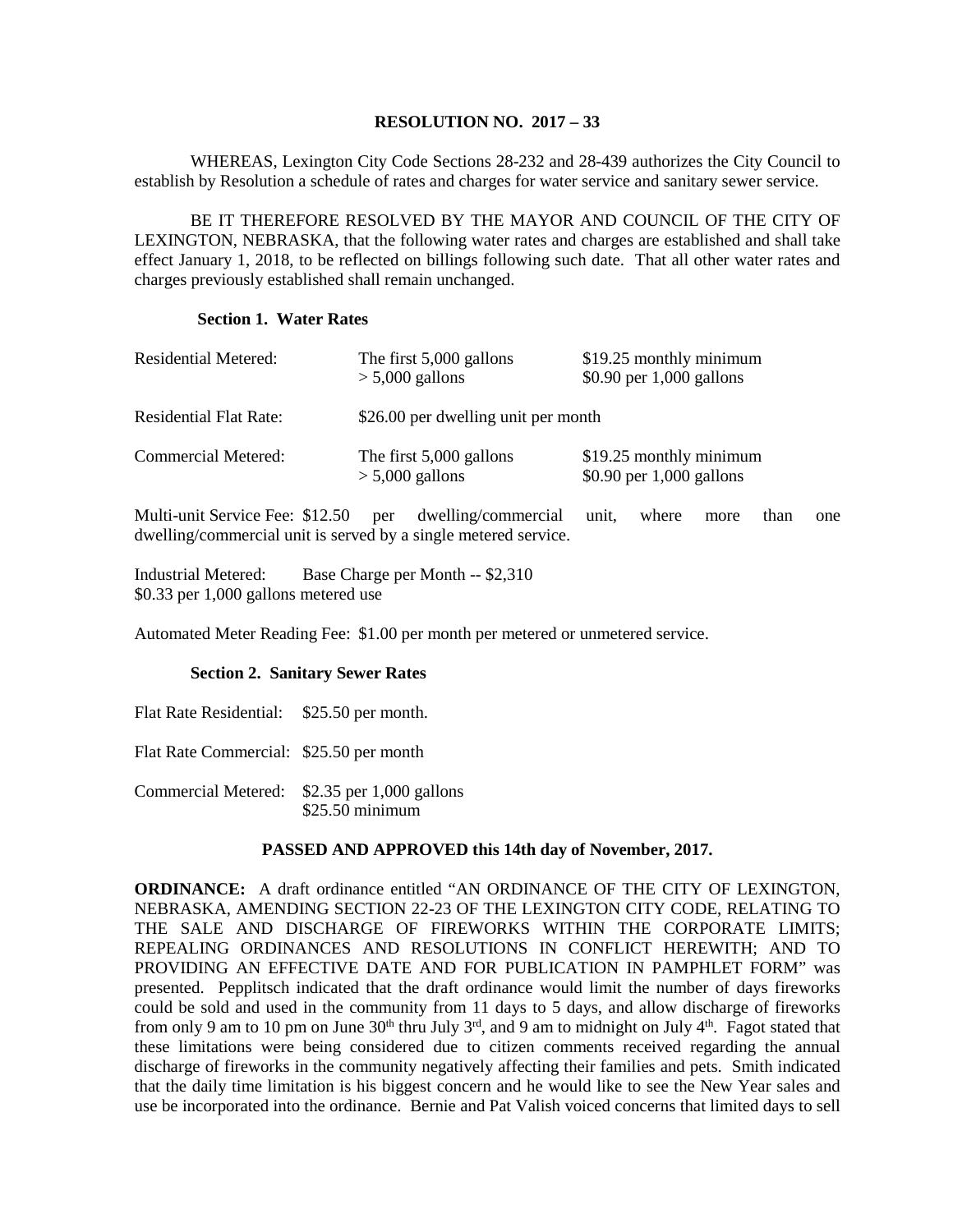**RESOLUTION NO. 2017 – 33**

WHEREAS, Lexington City Code Sections 28-232 and 28-439 authorizes the City Council to establish by Resolution a schedule of rates and charges for water service and sanitary sewer service.

BE IT THEREFORE RESOLVED BY THE MAYOR AND COUNCIL OF THE CITY OF LEXINGTON, NEBRASKA, that the following water rates and charges are established and shall take effect January 1, 2018, to be reflected on billings following such date. That all other water rates and charges previously established shall remain unchanged.

**Section 1. Water Rates**

| | | |
|---|---|---|
| Residential Metered: | The first 5,000 gallons | $19.25 monthly minimum |
| | > 5,000 gallons | $0.90 per 1,000 gallons |
| Residential Flat Rate: | $26.00 per dwelling unit per month | |
| Commercial Metered: | The first 5,000 gallons | $19.25 monthly minimum |
| | > 5,000 gallons | $0.90 per 1,000 gallons |

Multi-unit Service Fee: $12.50 per dwelling/commercial unit, where more than one dwelling/commercial unit is served by a single metered service.

Industrial Metered: Base Charge per Month -- $2,310
$0.33 per 1,000 gallons metered use

Automated Meter Reading Fee: $1.00 per month per metered or unmetered service.

**Section 2. Sanitary Sewer Rates**

Flat Rate Residential: $25.50 per month.

Flat Rate Commercial: $25.50 per month

Commercial Metered: $2.35 per 1,000 gallons
$25.50 minimum

**PASSED AND APPROVED this 14th day of November, 2017.**

**ORDINANCE:** A draft ordinance entitled "AN ORDINANCE OF THE CITY OF LEXINGTON, NEBRASKA, AMENDING SECTION 22-23 OF THE LEXINGTON CITY CODE, RELATING TO THE SALE AND DISCHARGE OF FIREWORKS WITHIN THE CORPORATE LIMITS; REPEALING ORDINANCES AND RESOLUTIONS IN CONFLICT HEREWITH; AND TO PROVIDING AN EFFECTIVE DATE AND FOR PUBLICATION IN PAMPHLET FORM" was presented. Pepplitsch indicated that the draft ordinance would limit the number of days fireworks could be sold and used in the community from 11 days to 5 days, and allow discharge of fireworks from only 9 am to 10 pm on June 30th thru July 3rd, and 9 am to midnight on July 4th. Fagot stated that these limitations were being considered due to citizen comments received regarding the annual discharge of fireworks in the community negatively affecting their families and pets. Smith indicated that the daily time limitation is his biggest concern and he would like to see the New Year sales and use be incorporated into the ordinance. Bernie and Pat Valish voiced concerns that limited days to sell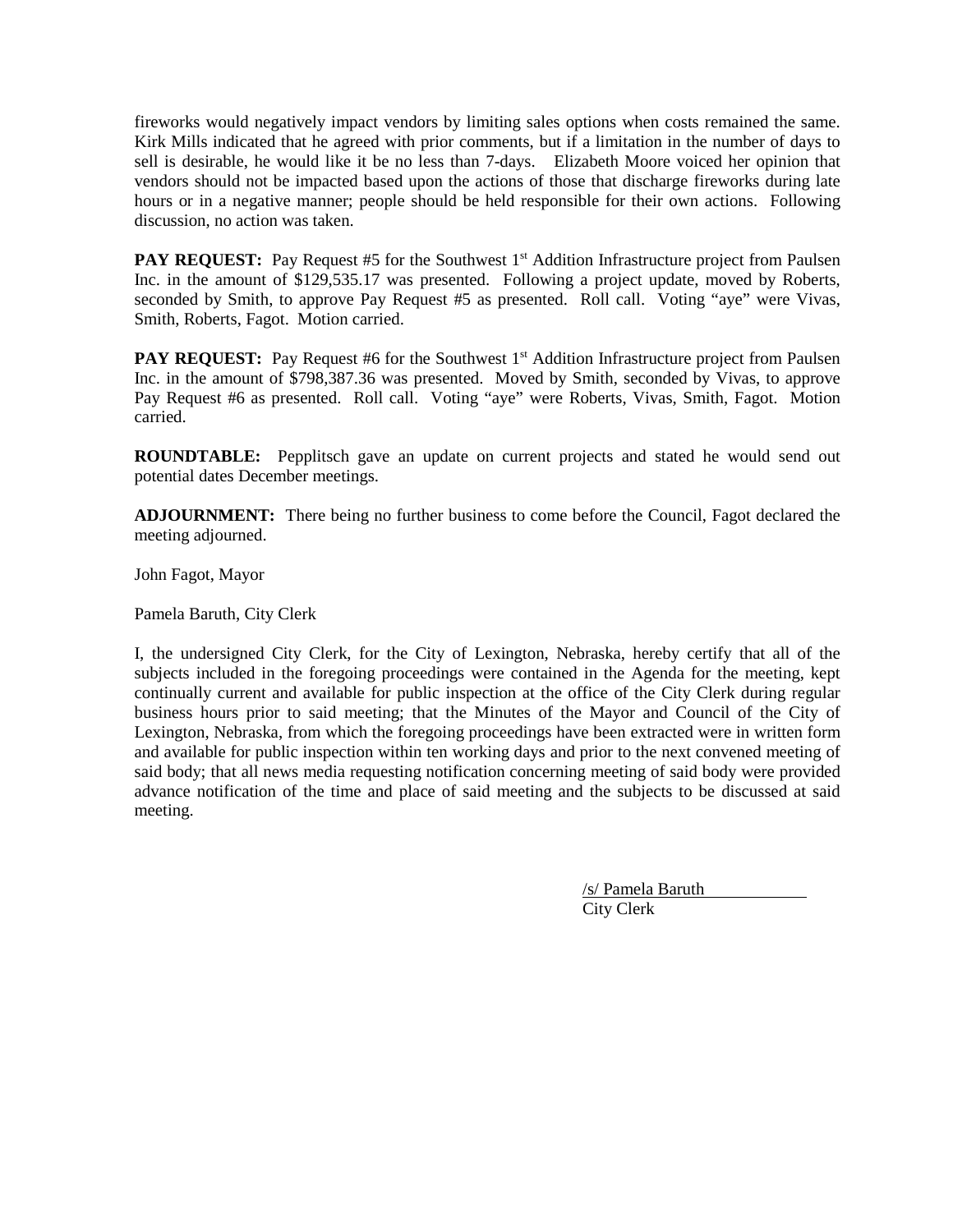fireworks would negatively impact vendors by limiting sales options when costs remained the same. Kirk Mills indicated that he agreed with prior comments, but if a limitation in the number of days to sell is desirable, he would like it be no less than 7-days. Elizabeth Moore voiced her opinion that vendors should not be impacted based upon the actions of those that discharge fireworks during late hours or in a negative manner; people should be held responsible for their own actions. Following discussion, no action was taken.

**PAY REQUEST:** Pay Request #5 for the Southwest 1st Addition Infrastructure project from Paulsen Inc. in the amount of $129,535.17 was presented. Following a project update, moved by Roberts, seconded by Smith, to approve Pay Request #5 as presented. Roll call. Voting "aye" were Vivas, Smith, Roberts, Fagot. Motion carried.

**PAY REQUEST:** Pay Request #6 for the Southwest 1st Addition Infrastructure project from Paulsen Inc. in the amount of $798,387.36 was presented. Moved by Smith, seconded by Vivas, to approve Pay Request #6 as presented. Roll call. Voting "aye" were Roberts, Vivas, Smith, Fagot. Motion carried.

**ROUNDTABLE:** Pepplitsch gave an update on current projects and stated he would send out potential dates December meetings.

**ADJOURNMENT:** There being no further business to come before the Council, Fagot declared the meeting adjourned.

John Fagot, Mayor

Pamela Baruth, City Clerk

I, the undersigned City Clerk, for the City of Lexington, Nebraska, hereby certify that all of the subjects included in the foregoing proceedings were contained in the Agenda for the meeting, kept continually current and available for public inspection at the office of the City Clerk during regular business hours prior to said meeting; that the Minutes of the Mayor and Council of the City of Lexington, Nebraska, from which the foregoing proceedings have been extracted were in written form and available for public inspection within ten working days and prior to the next convened meeting of said body; that all news media requesting notification concerning meeting of said body were provided advance notification of the time and place of said meeting and the subjects to be discussed at said meeting.

/s/ Pamela Baruth
City Clerk